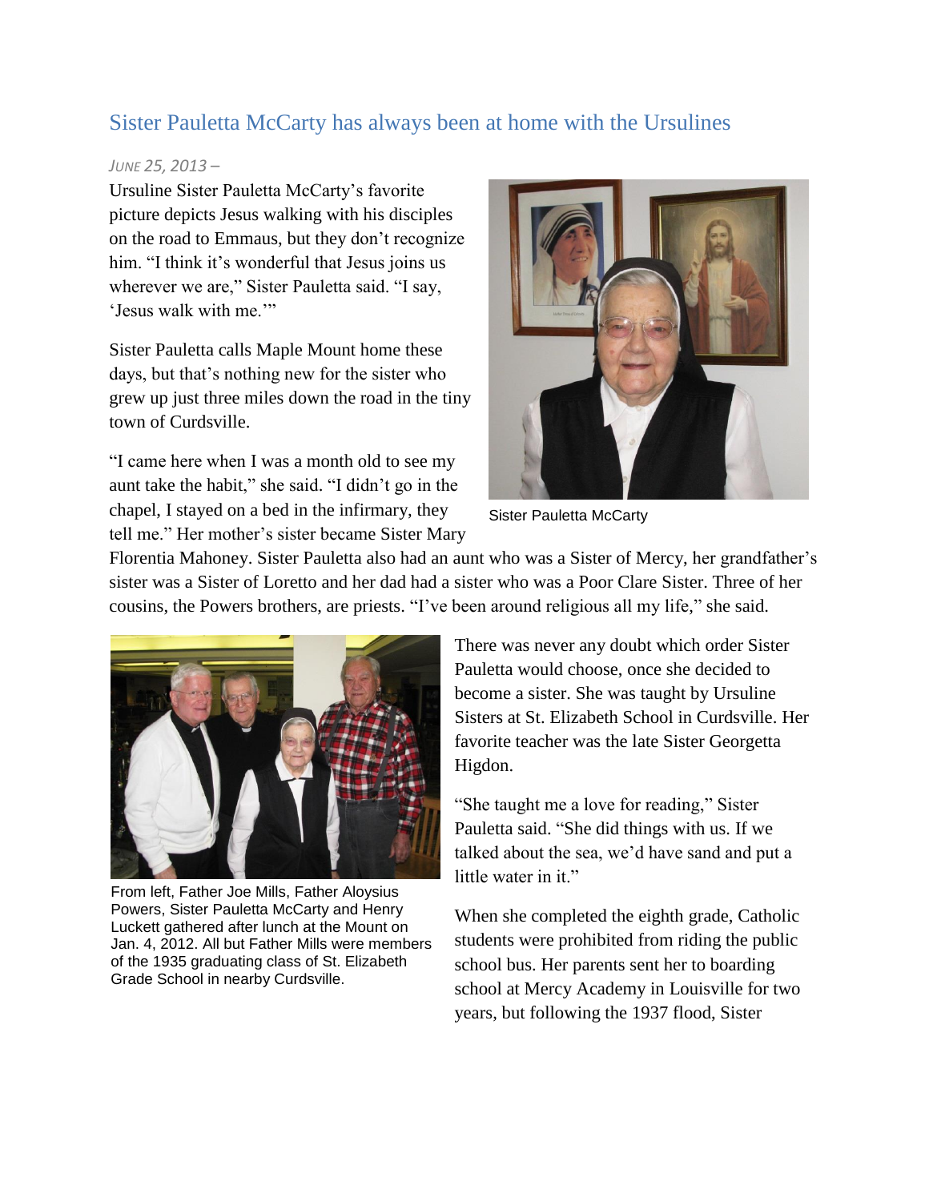# Sister Pauletta McCarty has always been at home with the Ursulines

*June 25, 2013 –*

Ursuline Sister Pauletta McCarty's favorite picture depicts Jesus walking with his disciples on the road to Emmaus, but they don't recognize him. "I think it's wonderful that Jesus joins us wherever we are," Sister Pauletta said. "I say, 'Jesus walk with me.'"

Sister Pauletta calls Maple Mount home these days, but that's nothing new for the sister who grew up just three miles down the road in the tiny town of Curdsville.

"I came here when I was a month old to see my aunt take the habit," she said. "I didn't go in the chapel, I stayed on a bed in the infirmary, they tell me." Her mother's sister became Sister Mary Florentia Mahoney. Sister Pauletta also had an aunt who was a Sister of Mercy, her grandfather's sister was a Sister of Loretto and her dad had a sister who was a Poor Clare Sister. Three of her cousins, the Powers brothers, are priests. "I've been around religious all my life," she said.

Sister Pauletta McCarty

From left, Father Joe Mills, Father Aloysius Powers, Sister Pauletta McCarty and Henry Luckett gathered after lunch at the Mount on Jan. 4, 2012. All but Father Mills were members of the 1935 graduating class of St. Elizabeth Grade School in nearby Curdsville.

There was never any doubt which order Sister Pauletta would choose, once she decided to become a sister. She was taught by Ursuline Sisters at St. Elizabeth School in Curdsville. Her favorite teacher was the late Sister Georgetta Higdon.

"She taught me a love for reading," Sister Pauletta said. "She did things with us. If we talked about the sea, we'd have sand and put a little water in it."

When she completed the eighth grade, Catholic students were prohibited from riding the public school bus. Her parents sent her to boarding school at Mercy Academy in Louisville for two years, but following the 1937 flood, Sister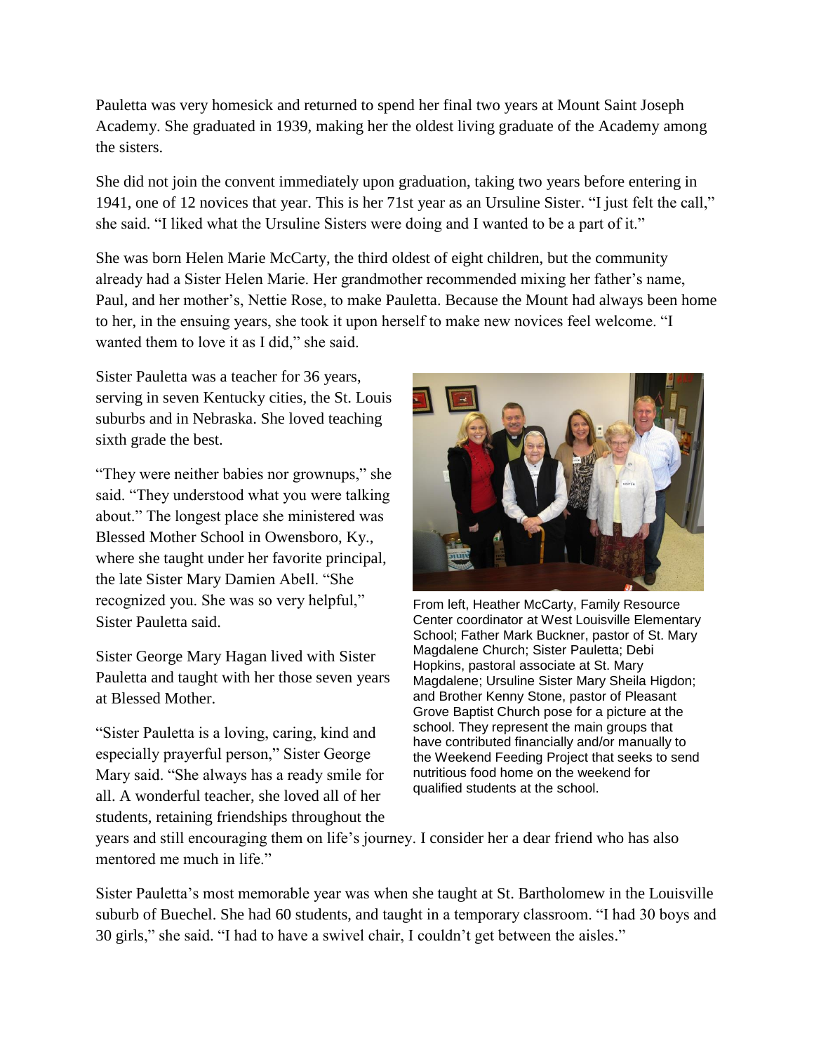Pauletta was very homesick and returned to spend her final two years at Mount Saint Joseph Academy. She graduated in 1939, making her the oldest living graduate of the Academy among the sisters.

She did not join the convent immediately upon graduation, taking two years before entering in 1941, one of 12 novices that year. This is her 71st year as an Ursuline Sister. "I just felt the call," she said. "I liked what the Ursuline Sisters were doing and I wanted to be a part of it."

She was born Helen Marie McCarty, the third oldest of eight children, but the community already had a Sister Helen Marie. Her grandmother recommended mixing her father's name, Paul, and her mother's, Nettie Rose, to make Pauletta. Because the Mount had always been home to her, in the ensuing years, she took it upon herself to make new novices feel welcome. "I wanted them to love it as I did," she said.

Sister Pauletta was a teacher for 36 years, serving in seven Kentucky cities, the St. Louis suburbs and in Nebraska. She loved teaching sixth grade the best.

"They were neither babies nor grownups," she said. "They understood what you were talking about." The longest place she ministered was Blessed Mother School in Owensboro, Ky., where she taught under her favorite principal, the late Sister Mary Damien Abell. "She recognized you. She was so very helpful," Sister Pauletta said.

From left, Heather McCarty, Family Resource Center coordinator at West Louisville Elementary School; Father Mark Buckner, pastor of St. Mary Magdalene Church; Sister Pauletta; Debi Hopkins, pastoral associate at St. Mary Magdalene; Ursuline Sister Mary Sheila Higdon; and Brother Kenny Stone, pastor of Pleasant Grove Baptist Church pose for a picture at the school. They represent the main groups that have contributed financially and/or manually to the Weekend Feeding Project that seeks to send nutritious food home on the weekend for qualified students at the school.

Sister George Mary Hagan lived with Sister Pauletta and taught with her those seven years at Blessed Mother.

"Sister Pauletta is a loving, caring, kind and especially prayerful person," Sister George Mary said. "She always has a ready smile for all. A wonderful teacher, she loved all of her students, retaining friendships throughout the years and still encouraging them on life's journey. I consider her a dear friend who has also mentored me much in life."

Sister Pauletta's most memorable year was when she taught at St. Bartholomew in the Louisville suburb of Buechel. She had 60 students, and taught in a temporary classroom. "I had 30 boys and 30 girls," she said. "I had to have a swivel chair, I couldn't get between the aisles."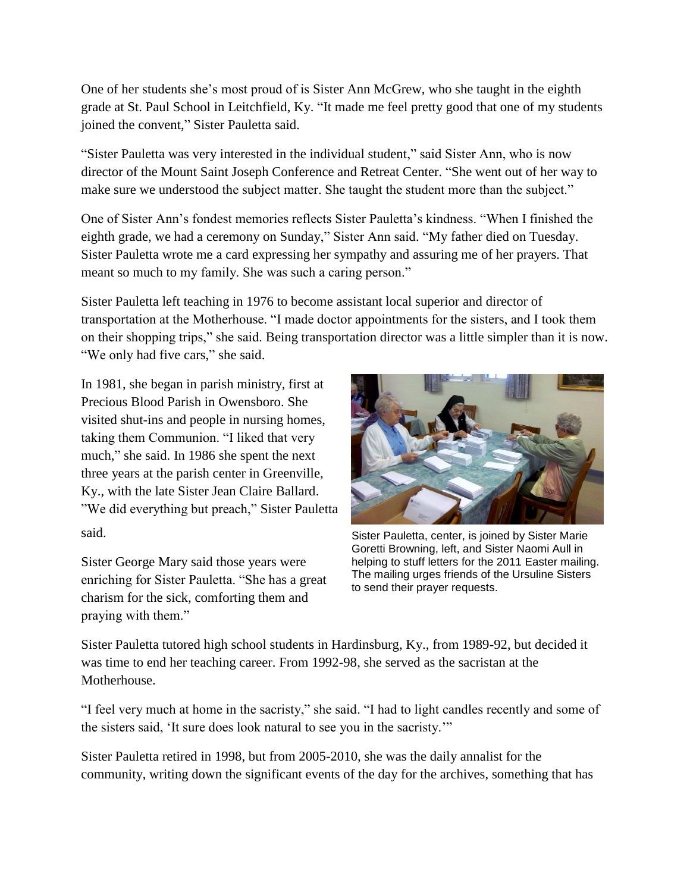One of her students she's most proud of is Sister Ann McGrew, who she taught in the eighth grade at St. Paul School in Leitchfield, Ky. "It made me feel pretty good that one of my students joined the convent," Sister Pauletta said.

"Sister Pauletta was very interested in the individual student," said Sister Ann, who is now director of the Mount Saint Joseph Conference and Retreat Center. "She went out of her way to make sure we understood the subject matter. She taught the student more than the subject."

One of Sister Ann's fondest memories reflects Sister Pauletta's kindness. "When I finished the eighth grade, we had a ceremony on Sunday," Sister Ann said. "My father died on Tuesday. Sister Pauletta wrote me a card expressing her sympathy and assuring me of her prayers. That meant so much to my family. She was such a caring person."

Sister Pauletta left teaching in 1976 to become assistant local superior and director of transportation at the Motherhouse. "I made doctor appointments for the sisters, and I took them on their shopping trips," she said. Being transportation director was a little simpler than it is now. "We only had five cars," she said.

In 1981, she began in parish ministry, first at Precious Blood Parish in Owensboro. She visited shut-ins and people in nursing homes, taking them Communion. "I liked that very much," she said. In 1986 she spent the next three years at the parish center in Greenville, Ky., with the late Sister Jean Claire Ballard. "We did everything but preach," Sister Pauletta said.

Sister Pauletta, center, is joined by Sister Marie Goretti Browning, left, and Sister Naomi Aull in helping to stuff letters for the 2011 Easter mailing. The mailing urges friends of the Ursuline Sisters to send their prayer requests.

Sister George Mary said those years were enriching for Sister Pauletta. "She has a great charism for the sick, comforting them and praying with them."

Sister Pauletta tutored high school students in Hardinsburg, Ky., from 1989-92, but decided it was time to end her teaching career. From 1992-98, she served as the sacristan at the Motherhouse.

"I feel very much at home in the sacristy," she said. "I had to light candles recently and some of the sisters said, 'It sure does look natural to see you in the sacristy.'"

Sister Pauletta retired in 1998, but from 2005-2010, she was the daily annalist for the community, writing down the significant events of the day for the archives, something that has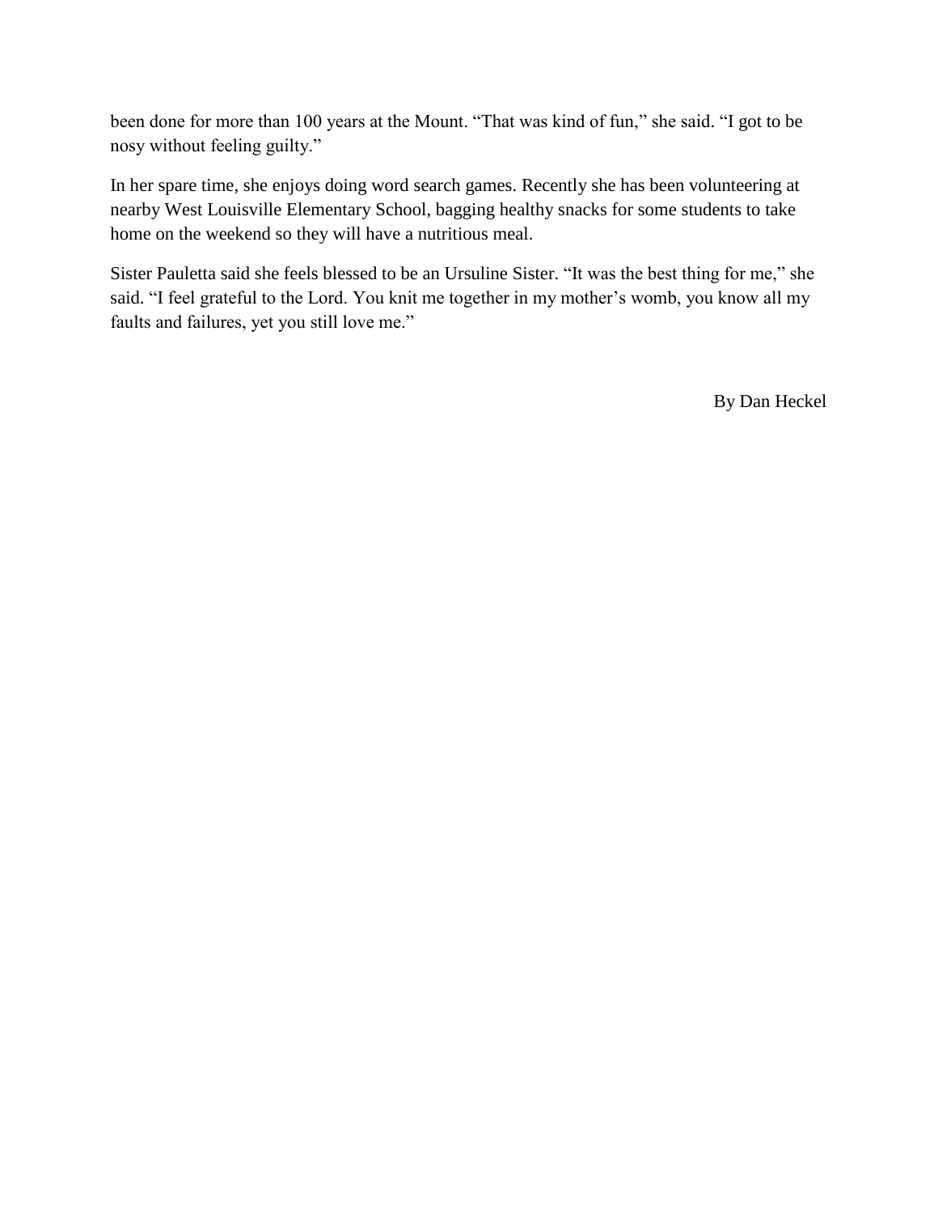been done for more than 100 years at the Mount. “That was kind of fun,” she said. “I got to be nosy without feeling guilty.”

In her spare time, she enjoys doing word search games. Recently she has been volunteering at nearby West Louisville Elementary School, bagging healthy snacks for some students to take home on the weekend so they will have a nutritious meal.

Sister Pauletta said she feels blessed to be an Ursuline Sister. “It was the best thing for me,” she said. “I feel grateful to the Lord. You knit me together in my mother’s womb, you know all my faults and failures, yet you still love me.”

By Dan Heckel